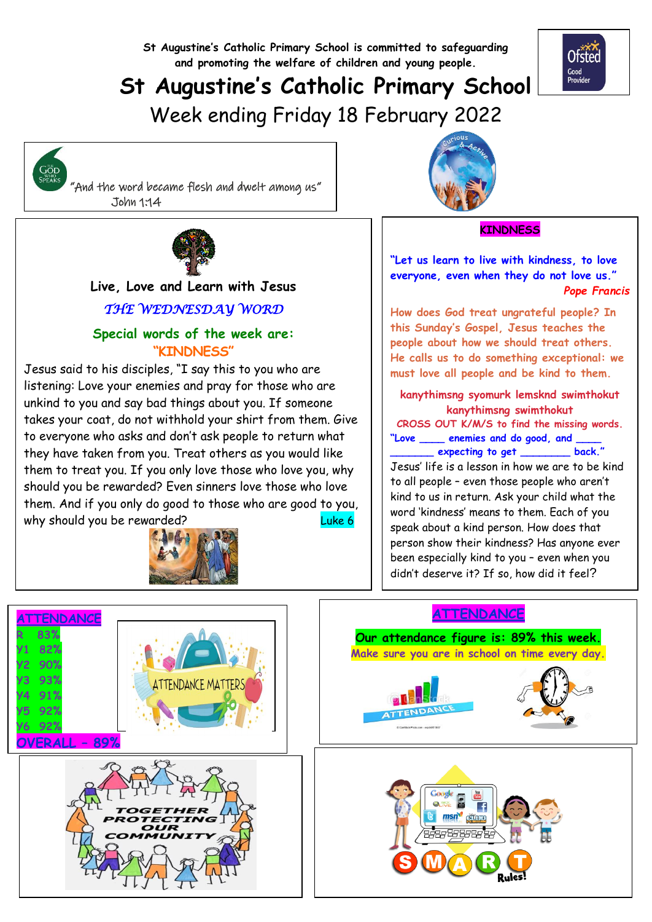St Augustine's Catholic Primary School is committed to safeguarding and promoting the welfare of children and young people.

# St Augustine's Catholic Primary School

## Week ending Friday 18 February 2022

"And the word became flesh and dwelt among us"
John 1:14

### Live, Love and Learn with Jesus

*THE WEDNESDAY WORD*

**Special words of the week are:**
**"KINDNESS"**

Jesus said to his disciples, "I say this to you who are listening: Love your enemies and pray for those who are unkind to you and say bad things about you. If someone takes your coat, do not withhold your shirt from them. Give to everyone who asks and don't ask people to return what they have taken from you. Treat others as you would like them to treat you. If you only love those who love you, why should you be rewarded? Even sinners love those who love them. And if you only do good to those who are good to you, why should you be rewarded? Luke 6

### KINDNESS

"Let us learn to live with kindness, to love everyone, even when they do not love us."
*Pope Francis*

How does God treat ungrateful people? In this Sunday's Gospel, Jesus teaches the people about how we should treat others. He calls us to do something exceptional: we must love all people and be kind to them.

kanythimsng syomurk lemsknd swimthokut kanythimsng swimthokut
CROSS OUT K/M/S to find the missing words.
"Love ____ enemies and do good, and ____ _______ expecting to get ________ back."

Jesus' life is a lesson in how we are to be kind to all people – even those people who aren't kind to us in return. Ask your child what the word 'kindness' means to them. Each of you speak about a kind person. How does that person show their kindness? Has anyone ever been especially kind to you – even when you didn't deserve it? If so, how did it feel?

### ATTENDANCE

R 83%
Y1 82%
Y2 90%
Y3 93%
Y4 91%
Y5 92%
Y6 92%
**OVERALL – 89%**

### ATTENDANCE

**Our attendance figure is: 89% this week.**
**Make sure you are in school on time every day.**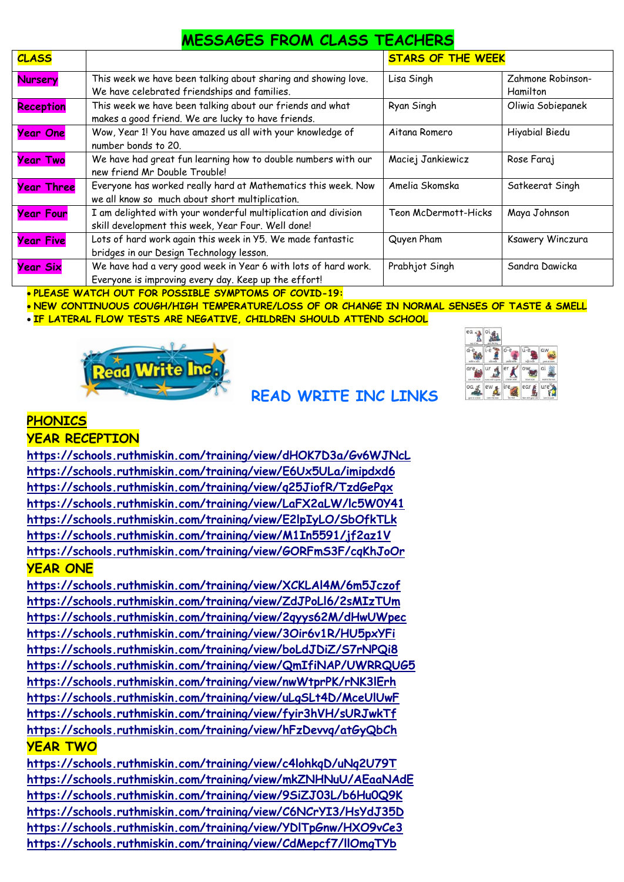# MESSAGES FROM CLASS TEACHERS

| CLASS | | STARS OF THE WEEK | |
|---|---|---|---|
| Nursery | This week we have been talking about sharing and showing love. We have celebrated friendships and families. | Lisa Singh | Zahmone Robinson-Hamilton |
| Reception | This week we have been talking about our friends and what makes a good friend. We are lucky to have friends. | Ryan Singh | Oliwia Sobiepanek |
| Year One | Wow, Year 1! You have amazed us all with your knowledge of number bonds to 20. | Aitana Romero | Hiyabial Biedu |
| Year Two | We have had great fun learning how to double numbers with our new friend Mr Double Trouble! | Maciej Jankiewicz | Rose Faraj |
| Year Three | Everyone has worked really hard at Mathematics this week. Now we all know so much about short multiplication. | Amelia Skomska | Satkeerat Singh |
| Year Four | I am delighted with your wonderful multiplication and division skill development this week, Year Four. Well done! | Teon McDermott-Hicks | Maya Johnson |
| Year Five | Lots of hard work again this week in Y5. We made fantastic bridges in our Design Technology lesson. | Quyen Pham | Ksawery Winczura |
| Year Six | We have had a very good week in Year 6 with lots of hard work. Everyone is improving every day. Keep up the effort! | Prabhjot Singh | Sandra Dawicka |

- **PLEASE WATCH OUT FOR POSSIBLE SYMPTOMS OF COVID-19:**
- **NEW CONTINUOUS COUGH/HIGH TEMPERATURE/LOSS OF OR CHANGE IN NORMAL SENSES OF TASTE & SMELL**
- **IF LATERAL FLOW TESTS ARE NEGATIVE, CHILDREN SHOULD ATTEND SCHOOL**

## READ WRITE INC LINKS

### PHONICS

### YEAR RECEPTION

https://schools.ruthmiskin.com/training/view/dHOK7D3a/Gv6WJNcL
https://schools.ruthmiskin.com/training/view/E6Ux5ULa/imipdxd6
https://schools.ruthmiskin.com/training/view/q25JiofR/TzdGePqx
https://schools.ruthmiskin.com/training/view/LaFX2aLW/lc5W0Y41
https://schools.ruthmiskin.com/training/view/E2lpIyLO/SbOfkTLk
https://schools.ruthmiskin.com/training/view/M1In5591/jf2az1V
https://schools.ruthmiskin.com/training/view/GORFmS3F/cqKhJoOr

### YEAR ONE

https://schools.ruthmiskin.com/training/view/XCKLAl4M/6m5Jczof
https://schools.ruthmiskin.com/training/view/ZdJPoLl6/2sMIzTUm
https://schools.ruthmiskin.com/training/view/2qyys62M/dHwUWpec
https://schools.ruthmiskin.com/training/view/3Oir6v1R/HU5pxYFi
https://schools.ruthmiskin.com/training/view/boLdJDiZ/S7rNPQi8
https://schools.ruthmiskin.com/training/view/QmIfiNAP/UWRRQUG5
https://schools.ruthmiskin.com/training/view/nwWtprPK/rNK3lErh
https://schools.ruthmiskin.com/training/view/uLgSLt4D/MceUlUwF
https://schools.ruthmiskin.com/training/view/fyir3hVH/sURJwkTf
https://schools.ruthmiskin.com/training/view/hFzDevvq/atGyQbCh

### YEAR TWO

https://schools.ruthmiskin.com/training/view/c4lohkqD/uNq2U79T
https://schools.ruthmiskin.com/training/view/mkZNHNuU/AEaaNAdE
https://schools.ruthmiskin.com/training/view/9SiZJ03L/b6Hu0Q9K
https://schools.ruthmiskin.com/training/view/C6NCrYI3/HsYdJ35D
https://schools.ruthmiskin.com/training/view/YDlTpGnw/HXO9vCe3
https://schools.ruthmiskin.com/training/view/CdMepcf7/llOmgTYb